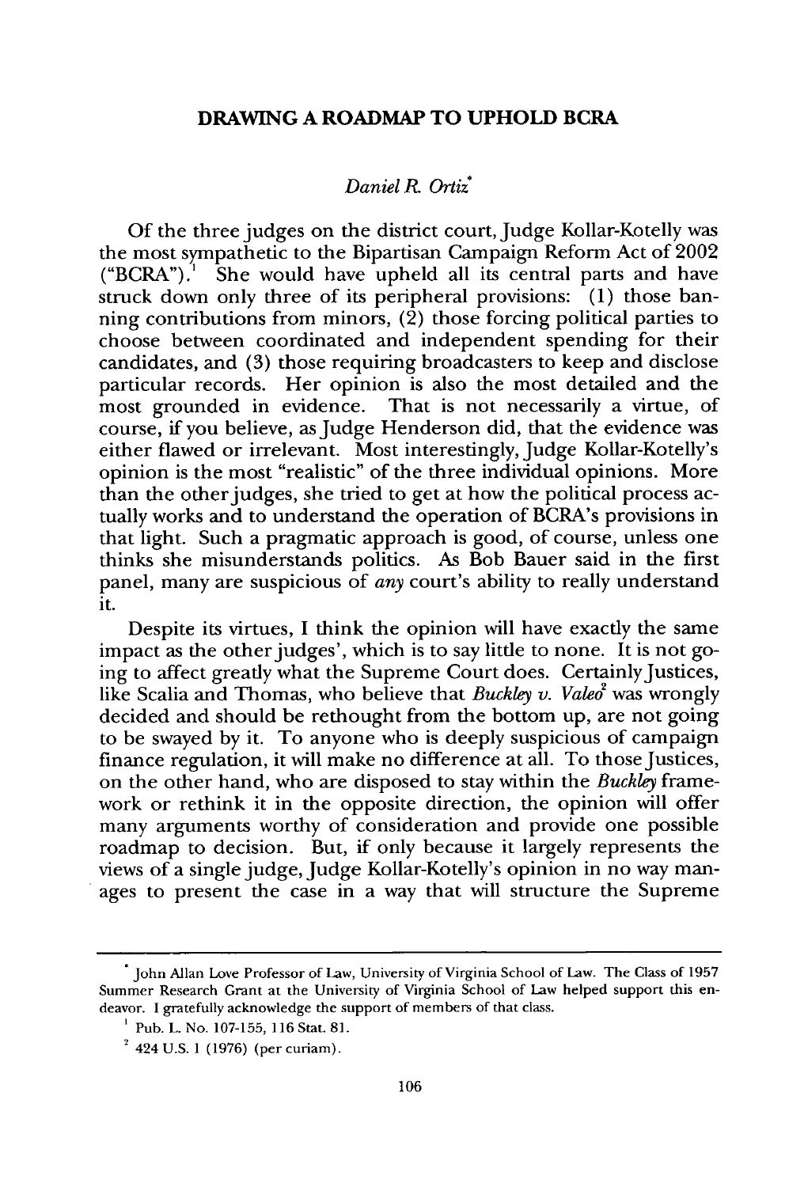# DRAWING A ROADMAP TO UPHOLD BCRA

*Daniel R. Ortiz*[*]

Of the three judges on the district court, Judge Kollar-Kotelly was the most sympathetic to the Bipartisan Campaign Reform Act of 2002 ("BCRA").[1] She would have upheld all its central parts and have struck down only three of its peripheral provisions: (1) those banning contributions from minors, (2) those forcing political parties to choose between coordinated and independent spending for their candidates, and (3) those requiring broadcasters to keep and disclose particular records. Her opinion is also the most detailed and the most grounded in evidence. That is not necessarily a virtue, of course, if you believe, as Judge Henderson did, that the evidence was either flawed or irrelevant. Most interestingly, Judge Kollar-Kotelly's opinion is the most "realistic" of the three individual opinions. More than the other judges, she tried to get at how the political process actually works and to understand the operation of BCRA's provisions in that light. Such a pragmatic approach is good, of course, unless one thinks she misunderstands politics. As Bob Bauer said in the first panel, many are suspicious of *any* court's ability to really understand it.

Despite its virtues, I think the opinion will have exactly the same impact as the other judges', which is to say little to none. It is not going to affect greatly what the Supreme Court does. Certainly Justices, like Scalia and Thomas, who believe that *Buckley v. Valeo*[2] was wrongly decided and should be rethought from the bottom up, are not going to be swayed by it. To anyone who is deeply suspicious of campaign finance regulation, it will make no difference at all. To those Justices, on the other hand, who are disposed to stay within the *Buckley* framework or rethink it in the opposite direction, the opinion will offer many arguments worthy of consideration and provide one possible roadmap to decision. But, if only because it largely represents the views of a single judge, Judge Kollar-Kotelly's opinion in no way manages to present the case in a way that will structure the Supreme

---

[*] John Allan Love Professor of Law, University of Virginia School of Law. The Class of 1957 Summer Research Grant at the University of Virginia School of Law helped support this endeavor. I gratefully acknowledge the support of members of that class.

[1] Pub. L. No. 107-155, 116 Stat. 81.

[2] 424 U.S. 1 (1976) (per curiam).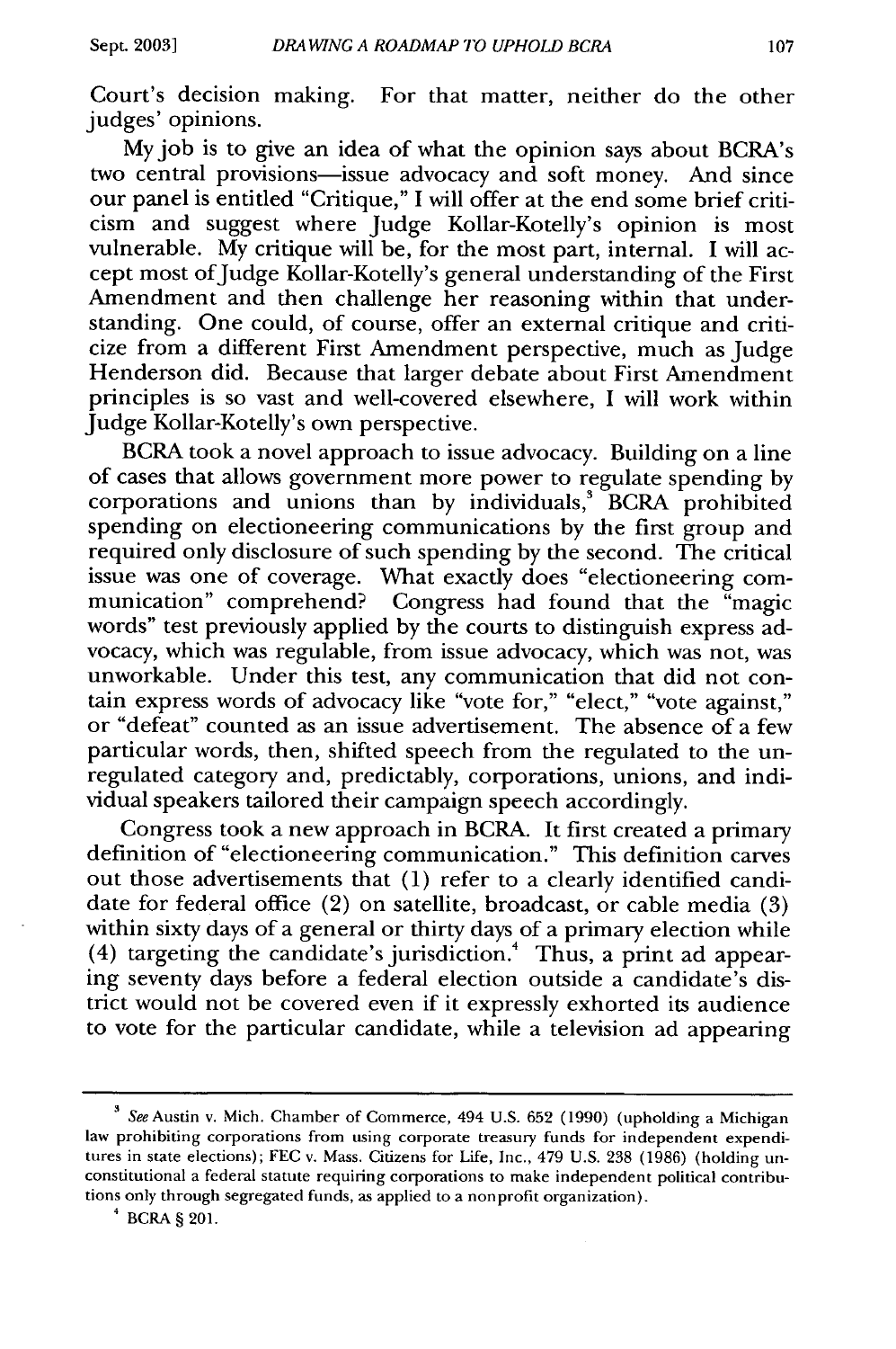Court's decision making. For that matter, neither do the other judges' opinions.

My job is to give an idea of what the opinion says about BCRA's two central provisions—issue advocacy and soft money. And since our panel is entitled "Critique," I will offer at the end some brief criticism and suggest where Judge Kollar-Kotelly's opinion is most vulnerable. My critique will be, for the most part, internal. I will accept most of Judge Kollar-Kotelly's general understanding of the First Amendment and then challenge her reasoning within that understanding. One could, of course, offer an external critique and criticize from a different First Amendment perspective, much as Judge Henderson did. Because that larger debate about First Amendment principles is so vast and well-covered elsewhere, I will work within Judge Kollar-Kotelly's own perspective.

BCRA took a novel approach to issue advocacy. Building on a line of cases that allows government more power to regulate spending by corporations and unions than by individuals,[3] BCRA prohibited spending on electioneering communications by the first group and required only disclosure of such spending by the second. The critical issue was one of coverage. What exactly does "electioneering communication" comprehend? Congress had found that the "magic words" test previously applied by the courts to distinguish express advocacy, which was regulable, from issue advocacy, which was not, was unworkable. Under this test, any communication that did not contain express words of advocacy like "vote for," "elect," "vote against," or "defeat" counted as an issue advertisement. The absence of a few particular words, then, shifted speech from the regulated to the unregulated category and, predictably, corporations, unions, and individual speakers tailored their campaign speech accordingly.

Congress took a new approach in BCRA. It first created a primary definition of "electioneering communication." This definition carves out those advertisements that (1) refer to a clearly identified candidate for federal office (2) on satellite, broadcast, or cable media (3) within sixty days of a general or thirty days of a primary election while (4) targeting the candidate's jurisdiction.[4] Thus, a print ad appearing seventy days before a federal election outside a candidate's district would not be covered even if it expressly exhorted its audience to vote for the particular candidate, while a television ad appearing

---

[3] *See* Austin v. Mich. Chamber of Commerce, 494 U.S. 652 (1990) (upholding a Michigan law prohibiting corporations from using corporate treasury funds for independent expenditures in state elections); FEC v. Mass. Citizens for Life, Inc., 479 U.S. 238 (1986) (holding unconstitutional a federal statute requiring corporations to make independent political contributions only through segregated funds, as applied to a nonprofit organization).

[4] BCRA § 201.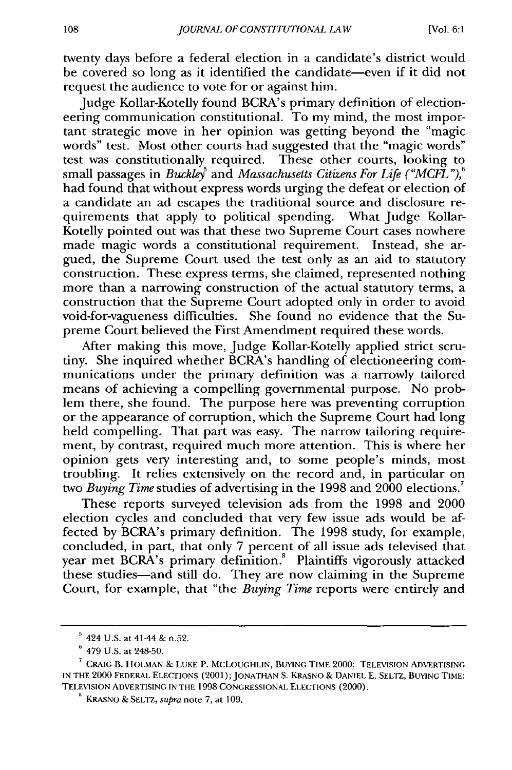twenty days before a federal election in a candidate's district would be covered so long as it identified the candidate—even if it did not request the audience to vote for or against him.

Judge Kollar-Kotelly found BCRA's primary definition of electioneering communication constitutional. To my mind, the most important strategic move in her opinion was getting beyond the "magic words" test. Most other courts had suggested that the "magic words" test was constitutionally required. These other courts, looking to small passages in *Buckley*[5] and *Massachusetts Citizens For Life ("MCFL")*,[6] had found that without express words urging the defeat or election of a candidate an ad escapes the traditional source and disclosure requirements that apply to political spending. What Judge Kollar-Kotelly pointed out was that these two Supreme Court cases nowhere made magic words a constitutional requirement. Instead, she argued, the Supreme Court used the test only as an aid to statutory construction. These express terms, she claimed, represented nothing more than a narrowing construction of the actual statutory terms, a construction that the Supreme Court adopted only in order to avoid void-for-vagueness difficulties. She found no evidence that the Supreme Court believed the First Amendment required these words.

After making this move, Judge Kollar-Kotelly applied strict scrutiny. She inquired whether BCRA's handling of electioneering communications under the primary definition was a narrowly tailored means of achieving a compelling governmental purpose. No problem there, she found. The purpose here was preventing corruption or the appearance of corruption, which the Supreme Court had long held compelling. That part was easy. The narrow tailoring requirement, by contrast, required much more attention. This is where her opinion gets very interesting and, to some people's minds, most troubling. It relies extensively on the record and, in particular on two *Buying Time* studies of advertising in the 1998 and 2000 elections.[7]

These reports surveyed television ads from the 1998 and 2000 election cycles and concluded that very few issue ads would be affected by BCRA's primary definition. The 1998 study, for example, concluded, in part, that only 7 percent of all issue ads televised that year met BCRA's primary definition.[8] Plaintiffs vigorously attacked these studies—and still do. They are now claiming in the Supreme Court, for example, that "the *Buying Time* reports were entirely and

---

[5] 424 U.S. at 41-44 & n.52.

[6] 479 U.S. at 248-50.

[7] CRAIG B. HOLMAN & LUKE P. MCLOUGHLIN, BUYING TIME 2000: TELEVISION ADVERTISING IN THE 2000 FEDERAL ELECTIONS (2001); JONATHAN S. KRASNO & DANIEL E. SELTZ, BUYING TIME: TELEVISION ADVERTISING IN THE 1998 CONGRESSIONAL ELECTIONS (2000).

[8] KRASNO & SELTZ, *supra* note 7, at 109.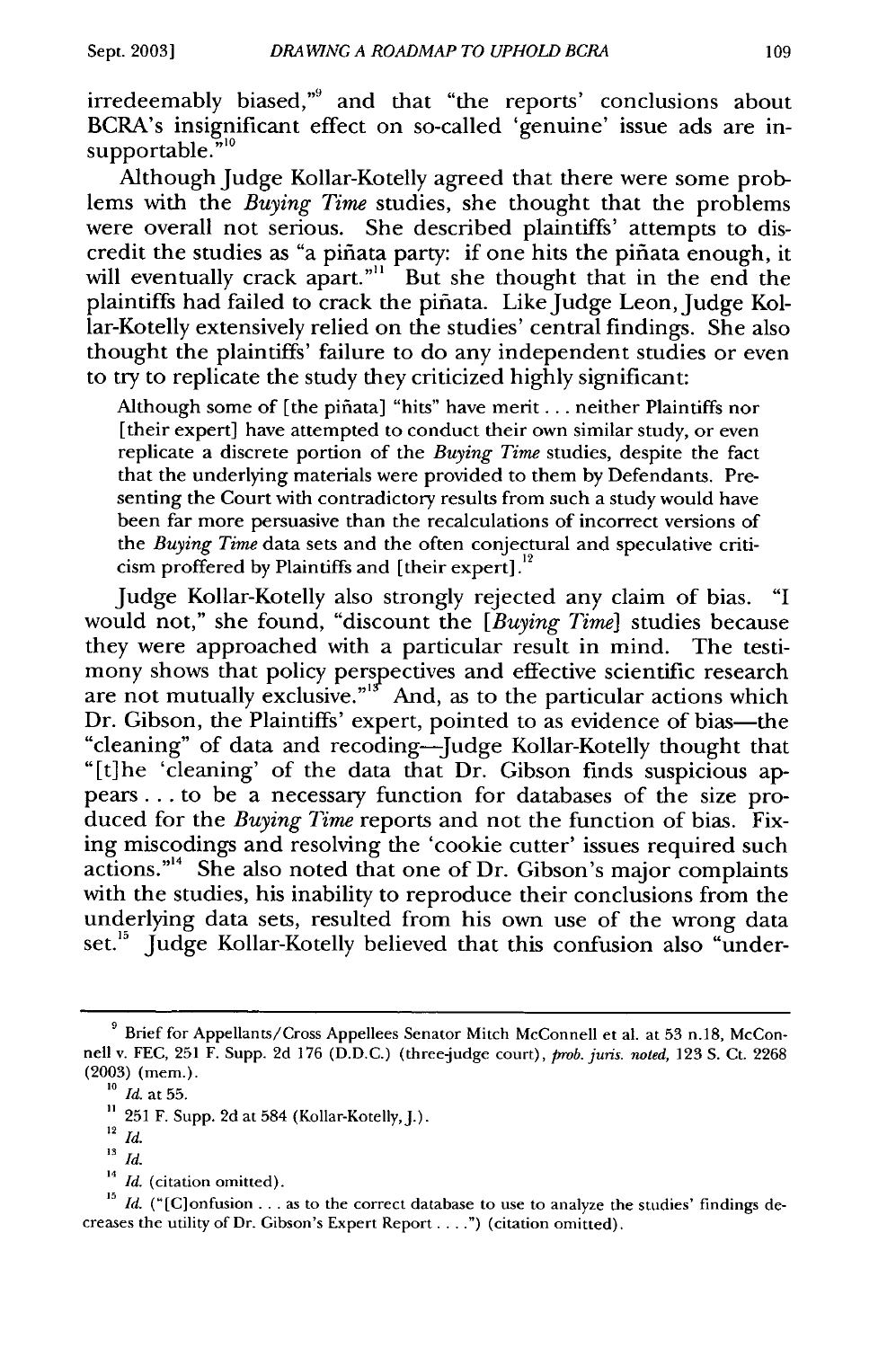irredeemably biased,"[9] and that "the reports' conclusions about BCRA's insignificant effect on so-called 'genuine' issue ads are insupportable."[10]

Although Judge Kollar-Kotelly agreed that there were some problems with the *Buying Time* studies, she thought that the problems were overall not serious. She described plaintiffs' attempts to discredit the studies as "a piñata party: if one hits the piñata enough, it will eventually crack apart."[11] But she thought that in the end the plaintiffs had failed to crack the piñata. Like Judge Leon, Judge Kollar-Kotelly extensively relied on the studies' central findings. She also thought the plaintiffs' failure to do any independent studies or even to try to replicate the study they criticized highly significant:

> Although some of [the piñata] "hits" have merit . . . neither Plaintiffs nor [their expert] have attempted to conduct their own similar study, or even replicate a discrete portion of the *Buying Time* studies, despite the fact that the underlying materials were provided to them by Defendants. Presenting the Court with contradictory results from such a study would have been far more persuasive than the recalculations of incorrect versions of the *Buying Time* data sets and the often conjectural and speculative criticism proffered by Plaintiffs and [their expert].[12]

Judge Kollar-Kotelly also strongly rejected any claim of bias. "I would not," she found, "discount the [*Buying Time*] studies because they were approached with a particular result in mind. The testimony shows that policy perspectives and effective scientific research are not mutually exclusive."[13] And, as to the particular actions which Dr. Gibson, the Plaintiffs' expert, pointed to as evidence of bias—the "cleaning" of data and recoding—Judge Kollar-Kotelly thought that "[t]he 'cleaning' of the data that Dr. Gibson finds suspicious appears . . . to be a necessary function for databases of the size produced for the *Buying Time* reports and not the function of bias. Fixing miscodings and resolving the 'cookie cutter' issues required such actions."[14] She also noted that one of Dr. Gibson's major complaints with the studies, his inability to reproduce their conclusions from the underlying data sets, resulted from his own use of the wrong data set.[15] Judge Kollar-Kotelly believed that this confusion also "under-

---

[9] Brief for Appellants/Cross Appellees Senator Mitch McConnell et al. at 53 n.18, McConnell v. FEC, 251 F. Supp. 2d 176 (D.D.C.) (three-judge court), *prob. juris. noted*, 123 S. Ct. 2268 (2003) (mem.).

[10] *Id.* at 55.

[11] 251 F. Supp. 2d at 584 (Kollar-Kotelly, J.).

[12] *Id.*

[13] *Id.*

[14] *Id.* (citation omitted).

[15] *Id.* ("[C]onfusion . . . as to the correct database to use to analyze the studies' findings decreases the utility of Dr. Gibson's Expert Report . . . .") (citation omitted).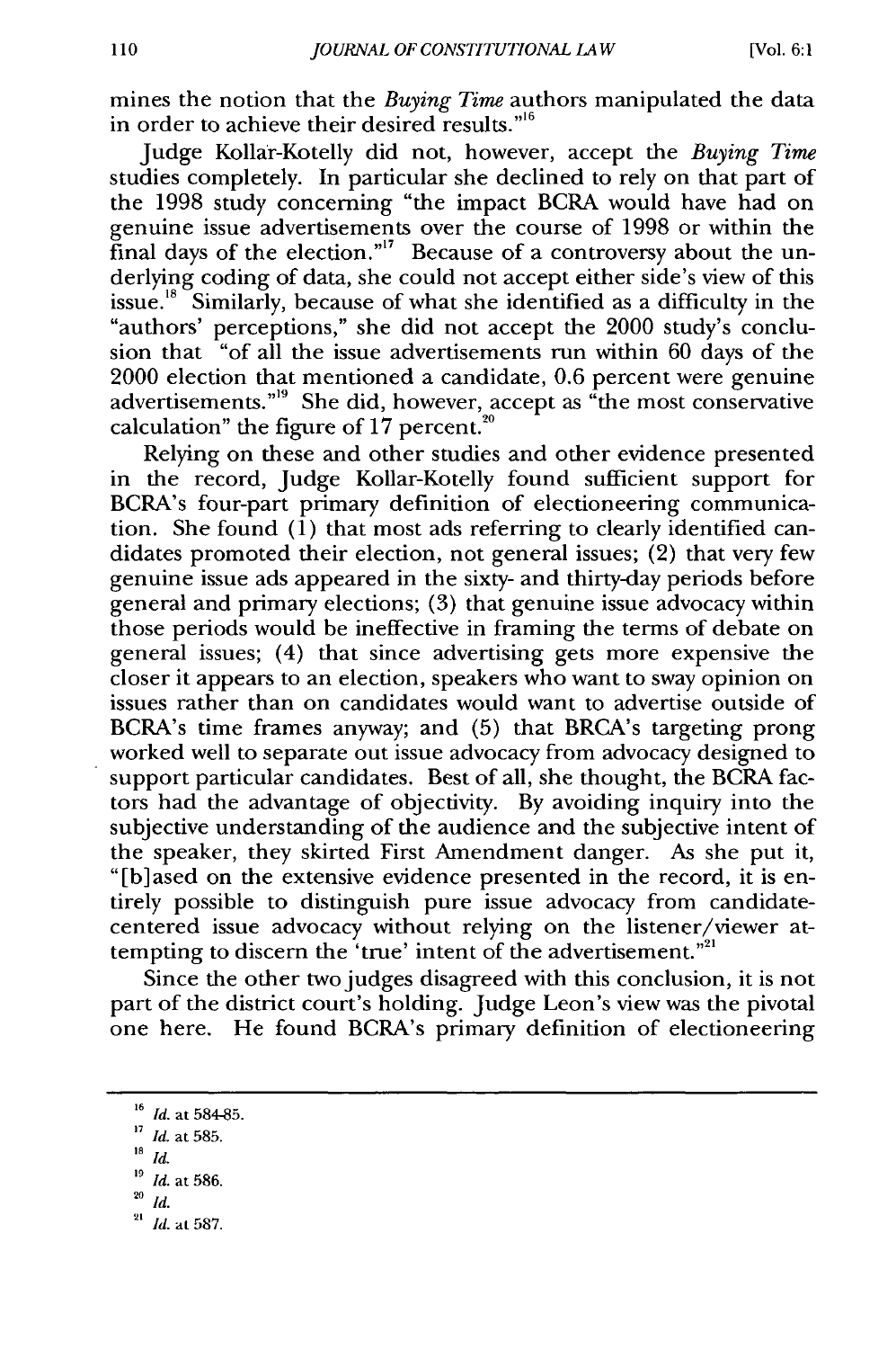mines the notion that the *Buying Time* authors manipulated the data in order to achieve their desired results."[16]

Judge Kollar-Kotelly did not, however, accept the *Buying Time* studies completely. In particular she declined to rely on that part of the 1998 study concerning "the impact BCRA would have had on genuine issue advertisements over the course of 1998 or within the final days of the election."[17] Because of a controversy about the underlying coding of data, she could not accept either side's view of this issue.[18] Similarly, because of what she identified as a difficulty in the "authors' perceptions," she did not accept the 2000 study's conclusion that "of all the issue advertisements run within 60 days of the 2000 election that mentioned a candidate, 0.6 percent were genuine advertisements."[19] She did, however, accept as "the most conservative calculation" the figure of 17 percent.[20]

Relying on these and other studies and other evidence presented in the record, Judge Kollar-Kotelly found sufficient support for BCRA's four-part primary definition of electioneering communication. She found (1) that most ads referring to clearly identified candidates promoted their election, not general issues; (2) that very few genuine issue ads appeared in the sixty- and thirty-day periods before general and primary elections; (3) that genuine issue advocacy within those periods would be ineffective in framing the terms of debate on general issues; (4) that since advertising gets more expensive the closer it appears to an election, speakers who want to sway opinion on issues rather than on candidates would want to advertise outside of BCRA's time frames anyway; and (5) that BRCA's targeting prong worked well to separate out issue advocacy from advocacy designed to support particular candidates. Best of all, she thought, the BCRA factors had the advantage of objectivity. By avoiding inquiry into the subjective understanding of the audience and the subjective intent of the speaker, they skirted First Amendment danger. As she put it, "[b]ased on the extensive evidence presented in the record, it is entirely possible to distinguish pure issue advocacy from candidate-centered issue advocacy without relying on the listener/viewer attempting to discern the 'true' intent of the advertisement."[21]

Since the other two judges disagreed with this conclusion, it is not part of the district court's holding. Judge Leon's view was the pivotal one here. He found BCRA's primary definition of electioneering

---

[16] *Id.* at 584-85.

[17] *Id.* at 585.

[18] *Id.*

[19] *Id.* at 586.

[20] *Id.*

[21] *Id.* at 587.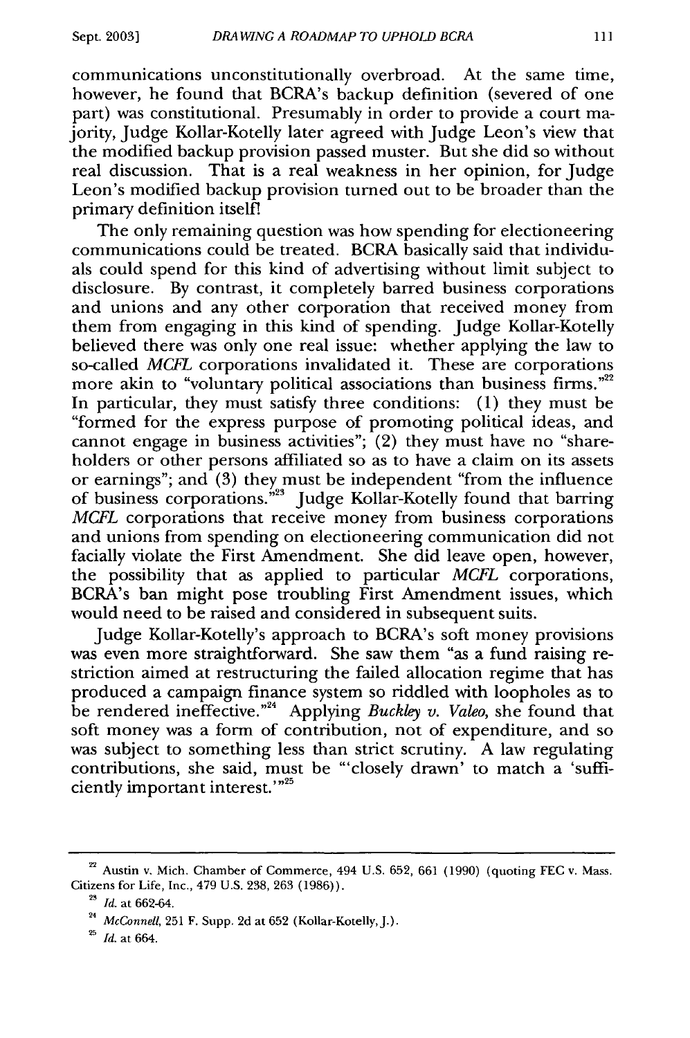communications unconstitutionally overbroad. At the same time, however, he found that BCRA's backup definition (severed of one part) was constitutional. Presumably in order to provide a court majority, Judge Kollar-Kotelly later agreed with Judge Leon's view that the modified backup provision passed muster. But she did so without real discussion. That is a real weakness in her opinion, for Judge Leon's modified backup provision turned out to be broader than the primary definition itself!

The only remaining question was how spending for electioneering communications could be treated. BCRA basically said that individuals could spend for this kind of advertising without limit subject to disclosure. By contrast, it completely barred business corporations and unions and any other corporation that received money from them from engaging in this kind of spending. Judge Kollar-Kotelly believed there was only one real issue: whether applying the law to so-called *MCFL* corporations invalidated it. These are corporations more akin to "voluntary political associations than business firms."[22] In particular, they must satisfy three conditions: (1) they must be "formed for the express purpose of promoting political ideas, and cannot engage in business activities"; (2) they must have no "shareholders or other persons affiliated so as to have a claim on its assets or earnings"; and (3) they must be independent "from the influence of business corporations."[23] Judge Kollar-Kotelly found that barring *MCFL* corporations that receive money from business corporations and unions from spending on electioneering communication did not facially violate the First Amendment. She did leave open, however, the possibility that as applied to particular *MCFL* corporations, BCRA's ban might pose troubling First Amendment issues, which would need to be raised and considered in subsequent suits.

Judge Kollar-Kotelly's approach to BCRA's soft money provisions was even more straightforward. She saw them "as a fund raising restriction aimed at restructuring the failed allocation regime that has produced a campaign finance system so riddled with loopholes as to be rendered ineffective."[24] Applying *Buckley v. Valeo*, she found that soft money was a form of contribution, not of expenditure, and so was subject to something less than strict scrutiny. A law regulating contributions, she said, must be "'closely drawn' to match a 'sufficiently important interest.'"[25]

---

[22] Austin v. Mich. Chamber of Commerce, 494 U.S. 652, 661 (1990) (quoting FEC v. Mass. Citizens for Life, Inc., 479 U.S. 238, 263 (1986)).

[23] *Id.* at 662-64.

[24] *McConnell*, 251 F. Supp. 2d at 652 (Kollar-Kotelly, J.).

[25] *Id.* at 664.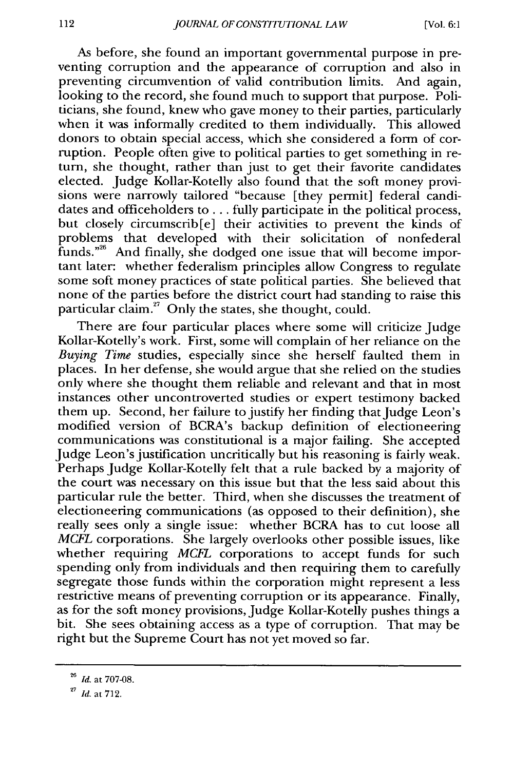As before, she found an important governmental purpose in preventing corruption and the appearance of corruption and also in preventing circumvention of valid contribution limits. And again, looking to the record, she found much to support that purpose. Politicians, she found, knew who gave money to their parties, particularly when it was informally credited to them individually. This allowed donors to obtain special access, which she considered a form of corruption. People often give to political parties to get something in return, she thought, rather than just to get their favorite candidates elected. Judge Kollar-Kotelly also found that the soft money provisions were narrowly tailored "because [they permit] federal candidates and officeholders to . . . fully participate in the political process, but closely circumscrib[e] their activities to prevent the kinds of problems that developed with their solicitation of nonfederal funds."[26] And finally, she dodged one issue that will become important later: whether federalism principles allow Congress to regulate some soft money practices of state political parties. She believed that none of the parties before the district court had standing to raise this particular claim.[27] Only the states, she thought, could.

There are four particular places where some will criticize Judge Kollar-Kotelly's work. First, some will complain of her reliance on the *Buying Time* studies, especially since she herself faulted them in places. In her defense, she would argue that she relied on the studies only where she thought them reliable and relevant and that in most instances other uncontroverted studies or expert testimony backed them up. Second, her failure to justify her finding that Judge Leon's modified version of BCRA's backup definition of electioneering communications was constitutional is a major failing. She accepted Judge Leon's justification uncritically but his reasoning is fairly weak. Perhaps Judge Kollar-Kotelly felt that a rule backed by a majority of the court was necessary on this issue but that the less said about this particular rule the better. Third, when she discusses the treatment of electioneering communications (as opposed to their definition), she really sees only a single issue: whether BCRA has to cut loose all *MCFL* corporations. She largely overlooks other possible issues, like whether requiring *MCFL* corporations to accept funds for such spending only from individuals and then requiring them to carefully segregate those funds within the corporation might represent a less restrictive means of preventing corruption or its appearance. Finally, as for the soft money provisions, Judge Kollar-Kotelly pushes things a bit. She sees obtaining access as a type of corruption. That may be right but the Supreme Court has not yet moved so far.

---

[26] *Id.* at 707-08.

[27] *Id.* at 712.